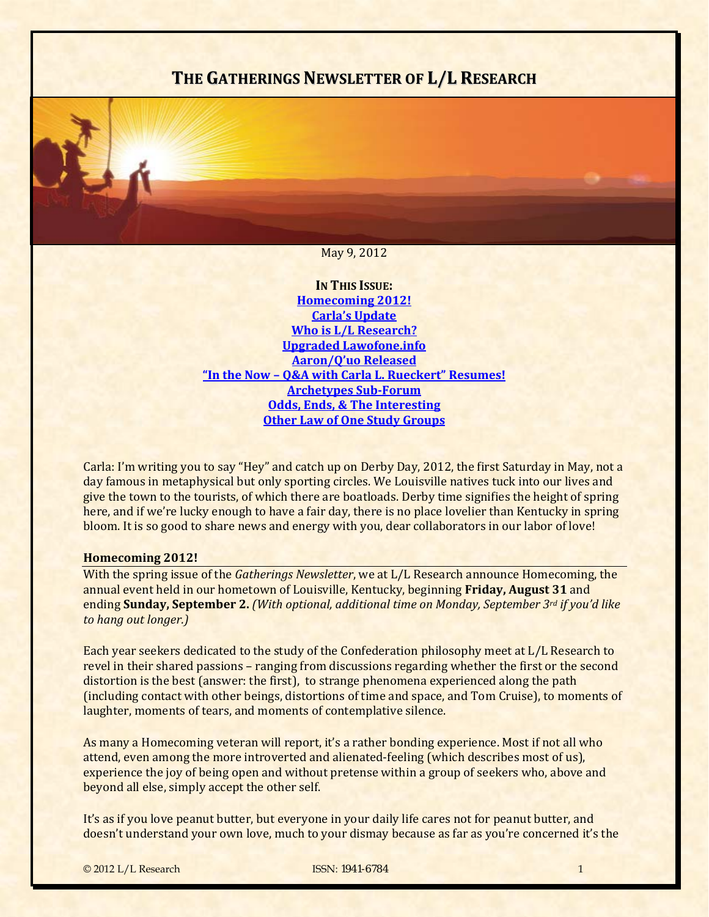# THE GATHERINGS NEWSLETTER OF L/L RESEARCH

May 9, 2012

**IN THIS ISSUE:**

[Homecoming 2012!](#)
[Carla's Update](#)
[Who is L/L Research?](#)
[Upgraded Lawofone.info](#)
[Aaron/Q'uo Released](#)
["In the Now – Q&A with Carla L. Rueckert" Resumes!](#)
[Archetypes Sub-Forum](#)
[Odds, Ends, & The Interesting](#)
[Other Law of One Study Groups](#)

Carla: I'm writing you to say "Hey" and catch up on Derby Day, 2012, the first Saturday in May, not a day famous in metaphysical but only sporting circles. We Louisville natives tuck into our lives and give the town to the tourists, of which there are boatloads. Derby time signifies the height of spring here, and if we're lucky enough to have a fair day, there is no place lovelier than Kentucky in spring bloom. It is so good to share news and energy with you, dear collaborators in our labor of love!

## Homecoming 2012!

With the spring issue of the *Gatherings Newsletter*, we at L/L Research announce Homecoming, the annual event held in our hometown of Louisville, Kentucky, beginning **Friday, August 31** and ending **Sunday, September 2.** *(With optional, additional time on Monday, September 3rd if you'd like to hang out longer.)*

Each year seekers dedicated to the study of the Confederation philosophy meet at L/L Research to revel in their shared passions – ranging from discussions regarding whether the first or the second distortion is the best (answer: the first), to strange phenomena experienced along the path (including contact with other beings, distortions of time and space, and Tom Cruise), to moments of laughter, moments of tears, and moments of contemplative silence.

As many a Homecoming veteran will report, it's a rather bonding experience. Most if not all who attend, even among the more introverted and alienated-feeling (which describes most of us), experience the joy of being open and without pretense within a group of seekers who, above and beyond all else, simply accept the other self.

It's as if you love peanut butter, but everyone in your daily life cares not for peanut butter, and doesn't understand your own love, much to your dismay because as far as you're concerned it's the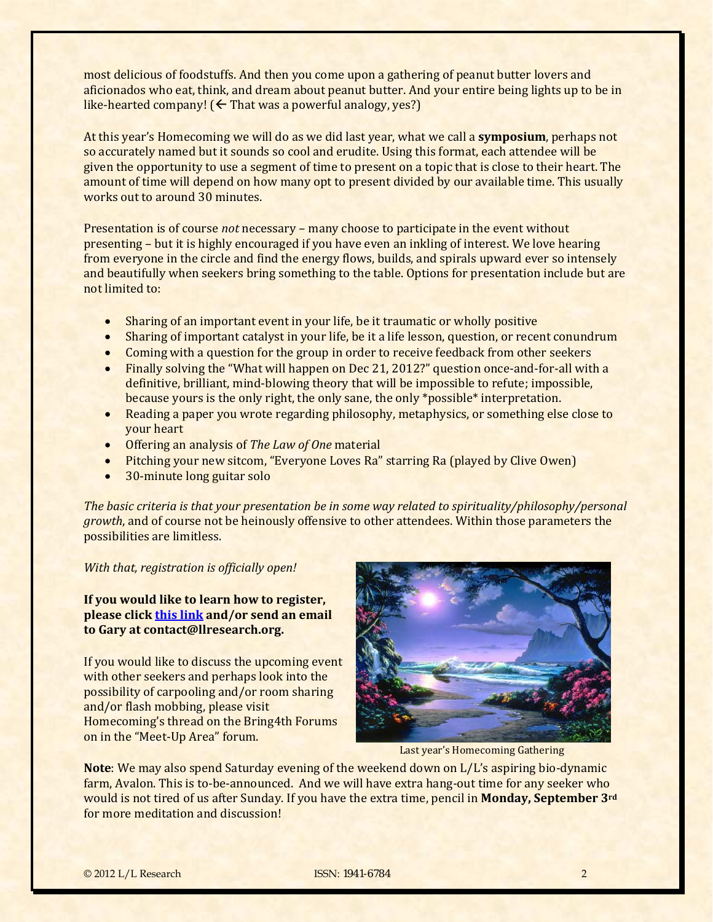most delicious of foodstuffs. And then you come upon a gathering of peanut butter lovers and aficionados who eat, think, and dream about peanut butter. And your entire being lights up to be in like-hearted company! (← That was a powerful analogy, yes?)

At this year's Homecoming we will do as we did last year, what we call a **symposium**, perhaps not so accurately named but it sounds so cool and erudite. Using this format, each attendee will be given the opportunity to use a segment of time to present on a topic that is close to their heart. The amount of time will depend on how many opt to present divided by our available time. This usually works out to around 30 minutes.

Presentation is of course *not* necessary – many choose to participate in the event without presenting – but it is highly encouraged if you have even an inkling of interest. We love hearing from everyone in the circle and find the energy flows, builds, and spirals upward ever so intensely and beautifully when seekers bring something to the table. Options for presentation include but are not limited to:

- Sharing of an important event in your life, be it traumatic or wholly positive
- Sharing of important catalyst in your life, be it a life lesson, question, or recent conundrum
- Coming with a question for the group in order to receive feedback from other seekers
- Finally solving the "What will happen on Dec 21, 2012?" question once-and-for-all with a definitive, brilliant, mind-blowing theory that will be impossible to refute; impossible, because yours is the only right, the only sane, the only *possible* interpretation.
- Reading a paper you wrote regarding philosophy, metaphysics, or something else close to your heart
- Offering an analysis of *The Law of One* material
- Pitching your new sitcom, "Everyone Loves Ra" starring Ra (played by Clive Owen)
- 30-minute long guitar solo

*The basic criteria is that your presentation be in some way related to spirituality/philosophy/personal growth*, and of course not be heinously offensive to other attendees. Within those parameters the possibilities are limitless.

*With that, registration is officially open!*

**If you would like to learn how to register, please click this link and/or send an email to Gary at contact@llresearch.org.**

If you would like to discuss the upcoming event with other seekers and perhaps look into the possibility of carpooling and/or room sharing and/or flash mobbing, please visit Homecoming's thread on the Bring4th Forums on in the "Meet-Up Area" forum.

Last year's Homecoming Gathering

**Note**: We may also spend Saturday evening of the weekend down on L/L's aspiring bio-dynamic farm, Avalon. This is to-be-announced. And we will have extra hang-out time for any seeker who would is not tired of us after Sunday. If you have the extra time, pencil in **Monday, September 3rd** for more meditation and discussion!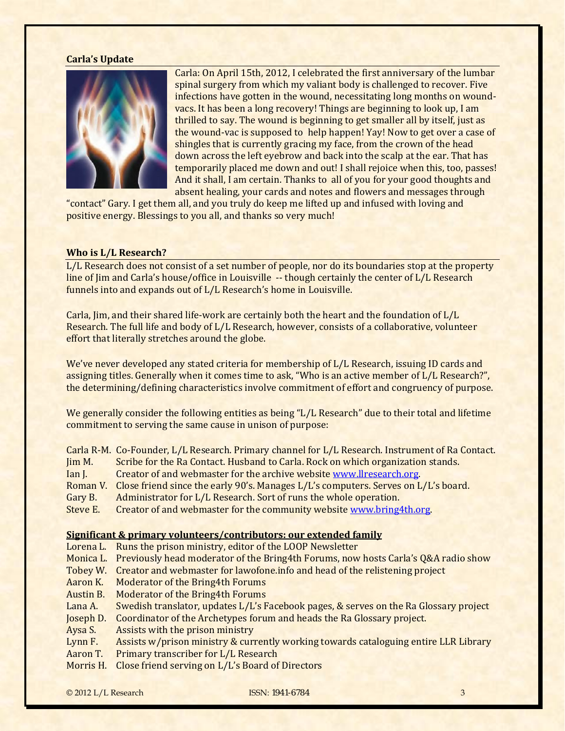## Carla's Update

Carla: On April 15th, 2012, I celebrated the first anniversary of the lumbar spinal surgery from which my valiant body is challenged to recover. Five infections have gotten in the wound, necessitating long months on wound-vacs. It has been a long recovery! Things are beginning to look up, I am thrilled to say. The wound is beginning to get smaller all by itself, just as the wound-vac is supposed to help happen! Yay! Now to get over a case of shingles that is currently gracing my face, from the crown of the head down across the left eyebrow and back into the scalp at the ear. That has temporarily placed me down and out! I shall rejoice when this, too, passes! And it shall, I am certain. Thanks to all of you for your good thoughts and absent healing, your cards and notes and flowers and messages through "contact" Gary. I get them all, and you truly do keep me lifted up and infused with loving and positive energy. Blessings to you all, and thanks so very much!

## Who is L/L Research?

L/L Research does not consist of a set number of people, nor do its boundaries stop at the property line of Jim and Carla's house/office in Louisville -- though certainly the center of L/L Research funnels into and expands out of L/L Research's home in Louisville.

Carla, Jim, and their shared life-work are certainly both the heart and the foundation of L/L Research. The full life and body of L/L Research, however, consists of a collaborative, volunteer effort that literally stretches around the globe.

We've never developed any stated criteria for membership of L/L Research, issuing ID cards and assigning titles. Generally when it comes time to ask, "Who is an active member of L/L Research?", the determining/defining characteristics involve commitment of effort and congruency of purpose.

We generally consider the following entities as being "L/L Research" due to their total and lifetime commitment to serving the same cause in unison of purpose:

- Carla R-M. Co-Founder, L/L Research. Primary channel for L/L Research. Instrument of Ra Contact.
- Jim M. Scribe for the Ra Contact. Husband to Carla. Rock on which organization stands.
- Ian J. Creator of and webmaster for the archive website www.llresearch.org.
- Roman V. Close friend since the early 90's. Manages L/L's computers. Serves on L/L's board.
- Gary B. Administrator for L/L Research. Sort of runs the whole operation.
- Steve E. Creator of and webmaster for the community website www.bring4th.org.

**Significant & primary volunteers/contributors: our extended family**

- Lorena L. Runs the prison ministry, editor of the LOOP Newsletter
- Monica L. Previously head moderator of the Bring4th Forums, now hosts Carla's Q&A radio show
- Tobey W. Creator and webmaster for lawofone.info and head of the relistening project
- Aaron K. Moderator of the Bring4th Forums
- Austin B. Moderator of the Bring4th Forums
- Lana A. Swedish translator, updates L/L's Facebook pages, & serves on the Ra Glossary project
- Joseph D. Coordinator of the Archetypes forum and heads the Ra Glossary project.
- Aysa S. Assists with the prison ministry
- Lynn F. Assists w/prison ministry & currently working towards cataloguing entire LLR Library
- Aaron T. Primary transcriber for L/L Research
- Morris H. Close friend serving on L/L's Board of Directors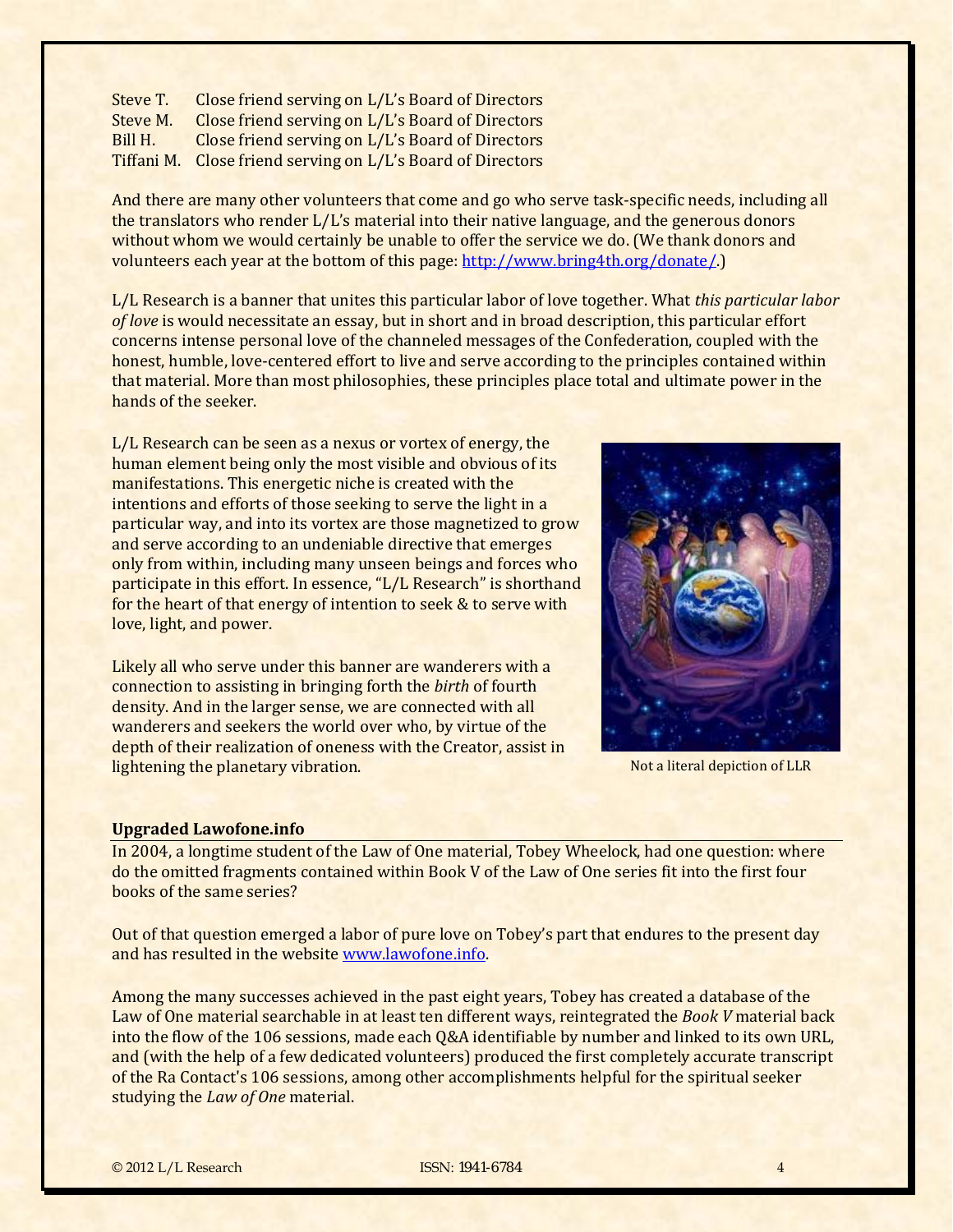| | |
|---|---|
| Steve T. | Close friend serving on L/L's Board of Directors |
| Steve M. | Close friend serving on L/L's Board of Directors |
| Bill H. | Close friend serving on L/L's Board of Directors |
| Tiffani M. | Close friend serving on L/L's Board of Directors |

And there are many other volunteers that come and go who serve task-specific needs, including all the translators who render L/L's material into their native language, and the generous donors without whom we would certainly be unable to offer the service we do. (We thank donors and volunteers each year at the bottom of this page: [http://www.bring4th.org/donate/](http://www.bring4th.org/donate/).)

L/L Research is a banner that unites this particular labor of love together. What *this particular labor of love* is would necessitate an essay, but in short and in broad description, this particular effort concerns intense personal love of the channeled messages of the Confederation, coupled with the honest, humble, love-centered effort to live and serve according to the principles contained within that material. More than most philosophies, these principles place total and ultimate power in the hands of the seeker.

L/L Research can be seen as a nexus or vortex of energy, the human element being only the most visible and obvious of its manifestations. This energetic niche is created with the intentions and efforts of those seeking to serve the light in a particular way, and into its vortex are those magnetized to grow and serve according to an undeniable directive that emerges only from within, including many unseen beings and forces who participate in this effort. In essence, "L/L Research" is shorthand for the heart of that energy of intention to seek & to serve with love, light, and power.

Likely all who serve under this banner are wanderers with a connection to assisting in bringing forth the *birth* of fourth density. And in the larger sense, we are connected with all wanderers and seekers the world over who, by virtue of the depth of their realization of oneness with the Creator, assist in lightening the planetary vibration.

Not a literal depiction of LLR

### Upgraded Lawofone.info

In 2004, a longtime student of the Law of One material, Tobey Wheelock, had one question: where do the omitted fragments contained within Book V of the Law of One series fit into the first four books of the same series?

Out of that question emerged a labor of pure love on Tobey's part that endures to the present day and has resulted in the website [www.lawofone.info](http://www.lawofone.info).

Among the many successes achieved in the past eight years, Tobey has created a database of the Law of One material searchable in at least ten different ways, reintegrated the *Book V* material back into the flow of the 106 sessions, made each Q&A identifiable by number and linked to its own URL, and (with the help of a few dedicated volunteers) produced the first completely accurate transcript of the Ra Contact's 106 sessions, among other accomplishments helpful for the spiritual seeker studying the *Law of One* material.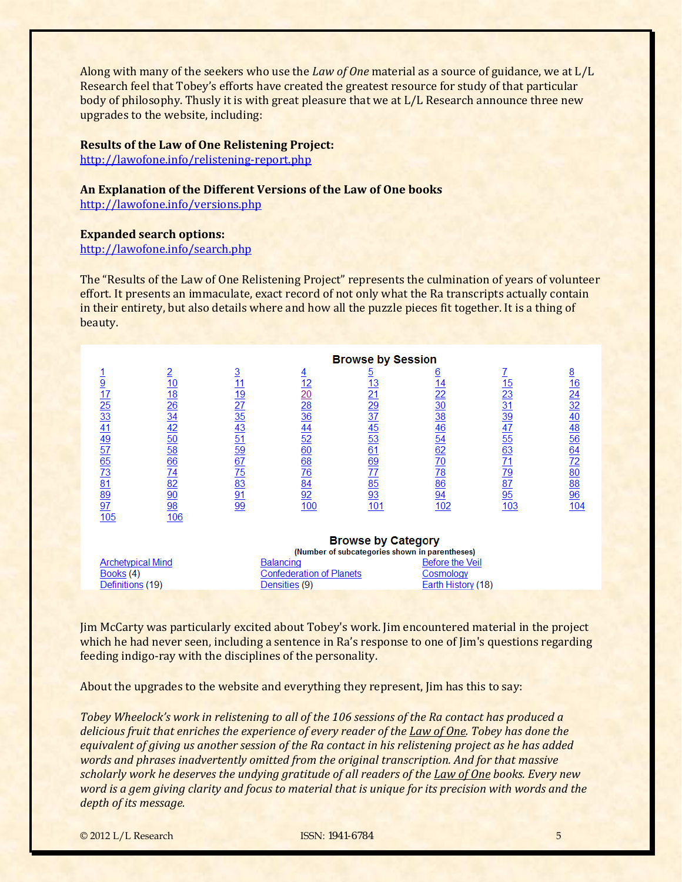Along with many of the seekers who use the *Law of One* material as a source of guidance, we at L/L Research feel that Tobey's efforts have created the greatest resource for study of that particular body of philosophy. Thusly it is with great pleasure that we at L/L Research announce three new upgrades to the website, including:

**Results of the Law of One Relistening Project:**
http://lawofone.info/relistening-report.php

**An Explanation of the Different Versions of the Law of One books**
http://lawofone.info/versions.php

**Expanded search options:**
http://lawofone.info/search.php

The "Results of the Law of One Relistening Project" represents the culmination of years of volunteer effort. It presents an immaculate, exact record of not only what the Ra transcripts actually contain in their entirety, but also details where and how all the puzzle pieces fit together. It is a thing of beauty.

**Browse by Session**

| | | | | | | | |
|---|---|---|---|---|---|---|---|
| 1 | 2 | 3 | 4 | 5 | 6 | 7 | 8 |
| 9 | 10 | 11 | 12 | 13 | 14 | 15 | 16 |
| 17 | 18 | 19 | 20 | 21 | 22 | 23 | 24 |
| 25 | 26 | 27 | 28 | 29 | 30 | 31 | 32 |
| 33 | 34 | 35 | 36 | 37 | 38 | 39 | 40 |
| 41 | 42 | 43 | 44 | 45 | 46 | 47 | 48 |
| 49 | 50 | 51 | 52 | 53 | 54 | 55 | 56 |
| 57 | 58 | 59 | 60 | 61 | 62 | 63 | 64 |
| 65 | 66 | 67 | 68 | 69 | 70 | 71 | 72 |
| 73 | 74 | 75 | 76 | 77 | 78 | 79 | 80 |
| 81 | 82 | 83 | 84 | 85 | 86 | 87 | 88 |
| 89 | 90 | 91 | 92 | 93 | 94 | 95 | 96 |
| 97 | 98 | 99 | 100 | 101 | 102 | 103 | 104 |
| 105 | 106 | | | | | | |

**Browse by Category**
(Number of subcategories shown in parentheses)

| | | |
|---|---|---|
| Archetypical Mind | Balancing | Before the Veil |
| Books (4) | Confederation of Planets | Cosmology |
| Definitions (19) | Densities (9) | Earth History (18) |

Jim McCarty was particularly excited about Tobey's work. Jim encountered material in the project which he had never seen, including a sentence in Ra's response to one of Jim's questions regarding feeding indigo-ray with the disciplines of the personality.

About the upgrades to the website and everything they represent, Jim has this to say:

*Tobey Wheelock's work in relistening to all of the 106 sessions of the Ra contact has produced a delicious fruit that enriches the experience of every reader of the Law of One. Tobey has done the equivalent of giving us another session of the Ra contact in his relistening project as he has added words and phrases inadvertently omitted from the original transcription. And for that massive scholarly work he deserves the undying gratitude of all readers of the Law of One books. Every new word is a gem giving clarity and focus to material that is unique for its precision with words and the depth of its message.*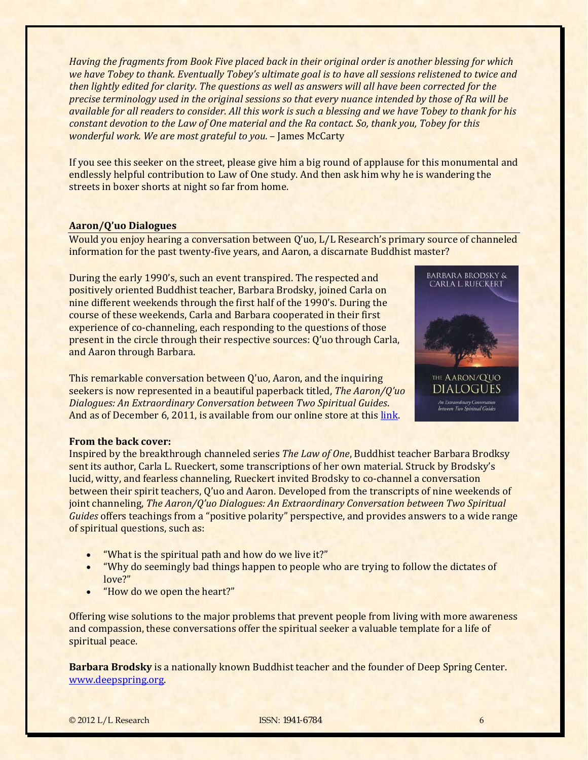*Having the fragments from Book Five placed back in their original order is another blessing for which we have Tobey to thank. Eventually Tobey's ultimate goal is to have all sessions relistened to twice and then lightly edited for clarity. The questions as well as answers will all have been corrected for the precise terminology used in the original sessions so that every nuance intended by those of Ra will be available for all readers to consider. All this work is such a blessing and we have Tobey to thank for his constant devotion to the Law of One material and the Ra contact. So, thank you, Tobey for this wonderful work. We are most grateful to you.* – James McCarty

If you see this seeker on the street, please give him a big round of applause for this monumental and endlessly helpful contribution to Law of One study. And then ask him why he is wandering the streets in boxer shorts at night so far from home.

### Aaron/Q'uo Dialogues

Would you enjoy hearing a conversation between Q'uo, L/L Research's primary source of channeled information for the past twenty-five years, and Aaron, a discarnate Buddhist master?

During the early 1990's, such an event transpired. The respected and positively oriented Buddhist teacher, Barbara Brodsky, joined Carla on nine different weekends through the first half of the 1990's. During the course of these weekends, Carla and Barbara cooperated in their first experience of co-channeling, each responding to the questions of those present in the circle through their respective sources: Q'uo through Carla, and Aaron through Barbara.

This remarkable conversation between Q'uo, Aaron, and the inquiring seekers is now represented in a beautiful paperback titled, *The Aaron/Q'uo Dialogues: An Extraordinary Conversation between Two Spiritual Guides*. And as of December 6, 2011, is available from our online store at this link.

**From the back cover:**
Inspired by the breakthrough channeled series *The Law of One*, Buddhist teacher Barbara Brodksy sent its author, Carla L. Rueckert, some transcriptions of her own material. Struck by Brodsky's lucid, witty, and fearless channeling, Rueckert invited Brodsky to co-channel a conversation between their spirit teachers, Q'uo and Aaron. Developed from the transcripts of nine weekends of joint channeling, *The Aaron/Q'uo Dialogues: An Extraordinary Conversation between Two Spiritual Guides* offers teachings from a "positive polarity" perspective, and provides answers to a wide range of spiritual questions, such as:

- "What is the spiritual path and how do we live it?"
- "Why do seemingly bad things happen to people who are trying to follow the dictates of love?"
- "How do we open the heart?"

Offering wise solutions to the major problems that prevent people from living with more awareness and compassion, these conversations offer the spiritual seeker a valuable template for a life of spiritual peace.

**Barbara Brodsky** is a nationally known Buddhist teacher and the founder of Deep Spring Center. www.deepspring.org.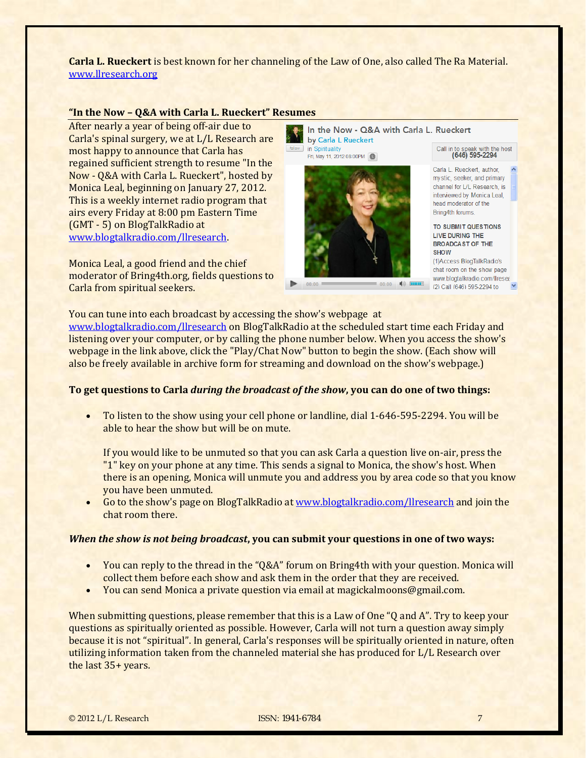**Carla L. Rueckert** is best known for her channeling of the Law of One, also called The Ra Material. www.llresearch.org

## "In the Now – Q&A with Carla L. Rueckert" Resumes

After nearly a year of being off-air due to Carla's spinal surgery, we at L/L Research are most happy to announce that Carla has regained sufficient strength to resume "In the Now - Q&A with Carla L. Rueckert", hosted by Monica Leal, beginning on January 27, 2012. This is a weekly internet radio program that airs every Friday at 8:00 pm Eastern Time (GMT - 5) on BlogTalkRadio at www.blogtalkradio.com/llresearch.

Monica Leal, a good friend and the chief moderator of Bring4th.org, fields questions to Carla from spiritual seekers.

You can tune into each broadcast by accessing the show's webpage at www.blogtalkradio.com/llresearch on BlogTalkRadio at the scheduled start time each Friday and listening over your computer, or by calling the phone number below. When you access the show's webpage in the link above, click the "Play/Chat Now" button to begin the show. (Each show will also be freely available in archive form for streaming and download on the show's webpage.)

**To get questions to Carla *during the broadcast of the show*, you can do one of two things:**

- To listen to the show using your cell phone or landline, dial 1-646-595-2294. You will be able to hear the show but will be on mute.

  If you would like to be unmuted so that you can ask Carla a question live on-air, press the "1" key on your phone at any time. This sends a signal to Monica, the show's host. When there is an opening, Monica will unmute you and address you by area code so that you know you have been unmuted.
- Go to the show's page on BlogTalkRadio at www.blogtalkradio.com/llresearch and join the chat room there.

***When the show is not being broadcast*, you can submit your questions in one of two ways:**

- You can reply to the thread in the "Q&A" forum on Bring4th with your question. Monica will collect them before each show and ask them in the order that they are received.
- You can send Monica a private question via email at magickalmoons@gmail.com.

When submitting questions, please remember that this is a Law of One "Q and A". Try to keep your questions as spiritually oriented as possible. However, Carla will not turn a question away simply because it is not "spiritual". In general, Carla's responses will be spiritually oriented in nature, often utilizing information taken from the channeled material she has produced for L/L Research over the last 35+ years.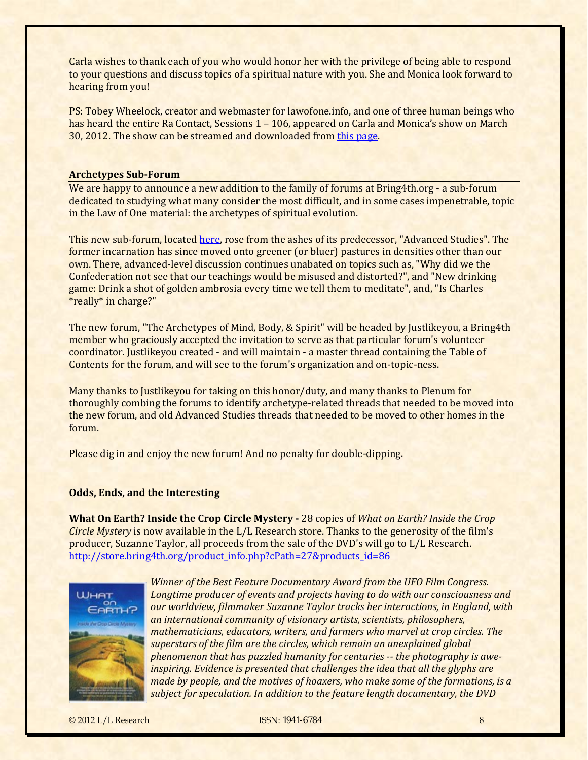Carla wishes to thank each of you who would honor her with the privilege of being able to respond to your questions and discuss topics of a spiritual nature with you. She and Monica look forward to hearing from you!

PS: Tobey Wheelock, creator and webmaster for lawofone.info, and one of three human beings who has heard the entire Ra Contact, Sessions 1 – 106, appeared on Carla and Monica's show on March 30, 2012. The show can be streamed and downloaded from this page.

## Archetypes Sub-Forum

We are happy to announce a new addition to the family of forums at Bring4th.org - a sub-forum dedicated to studying what many consider the most difficult, and in some cases impenetrable, topic in the Law of One material: the archetypes of spiritual evolution.

This new sub-forum, located here, rose from the ashes of its predecessor, "Advanced Studies". The former incarnation has since moved onto greener (or bluer) pastures in densities other than our own. There, advanced-level discussion continues unabated on topics such as, "Why did we the Confederation not see that our teachings would be misused and distorted?", and "New drinking game: Drink a shot of golden ambrosia every time we tell them to meditate", and, "Is Charles *really* in charge?"

The new forum, "The Archetypes of Mind, Body, & Spirit" will be headed by Justlikeyou, a Bring4th member who graciously accepted the invitation to serve as that particular forum's volunteer coordinator. Justlikeyou created - and will maintain - a master thread containing the Table of Contents for the forum, and will see to the forum's organization and on-topic-ness.

Many thanks to Justlikeyou for taking on this honor/duty, and many thanks to Plenum for thoroughly combing the forums to identify archetype-related threads that needed to be moved into the new forum, and old Advanced Studies threads that needed to be moved to other homes in the forum.

Please dig in and enjoy the new forum! And no penalty for double-dipping.

## Odds, Ends, and the Interesting

**What On Earth? Inside the Crop Circle Mystery -** 28 copies of *What on Earth? Inside the Crop Circle Mystery* is now available in the L/L Research store. Thanks to the generosity of the film's producer, Suzanne Taylor, all proceeds from the sale of the DVD's will go to L/L Research. http://store.bring4th.org/product_info.php?cPath=27&products_id=86

*Winner of the Best Feature Documentary Award from the UFO Film Congress. Longtime producer of events and projects having to do with our consciousness and our worldview, filmmaker Suzanne Taylor tracks her interactions, in England, with an international community of visionary artists, scientists, philosophers, mathematicians, educators, writers, and farmers who marvel at crop circles. The superstars of the film are the circles, which remain an unexplained global phenomenon that has puzzled humanity for centuries -- the photography is awe-inspiring. Evidence is presented that challenges the idea that all the glyphs are made by people, and the motives of hoaxers, who make some of the formations, is a subject for speculation. In addition to the feature length documentary, the DVD*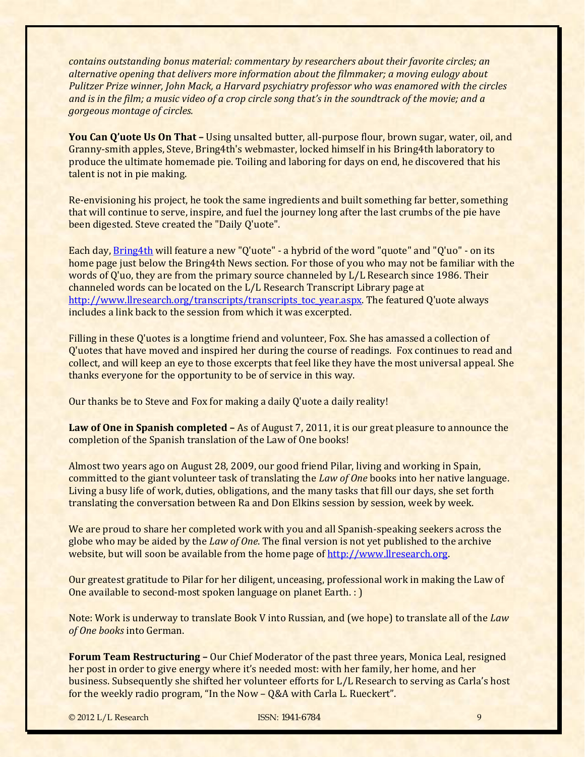*contains outstanding bonus material: commentary by researchers about their favorite circles; an alternative opening that delivers more information about the filmmaker; a moving eulogy about Pulitzer Prize winner, John Mack, a Harvard psychiatry professor who was enamored with the circles and is in the film; a music video of a crop circle song that's in the soundtrack of the movie; and a gorgeous montage of circles.*

**You Can Q'uote Us On That –** Using unsalted butter, all-purpose flour, brown sugar, water, oil, and Granny-smith apples, Steve, Bring4th's webmaster, locked himself in his Bring4th laboratory to produce the ultimate homemade pie. Toiling and laboring for days on end, he discovered that his talent is not in pie making.

Re-envisioning his project, he took the same ingredients and built something far better, something that will continue to serve, inspire, and fuel the journey long after the last crumbs of the pie have been digested. Steve created the "Daily Q'uote".

Each day, [Bring4th](Bring4th) will feature a new "Q'uote" - a hybrid of the word "quote" and "Q'uo" - on its home page just below the Bring4th News section. For those of you who may not be familiar with the words of Q'uo, they are from the primary source channeled by L/L Research since 1986. Their channeled words can be located on the L/L Research Transcript Library page at http://www.llresearch.org/transcripts/transcripts_toc_year.aspx. The featured Q'uote always includes a link back to the session from which it was excerpted.

Filling in these Q'uotes is a longtime friend and volunteer, Fox. She has amassed a collection of Q'uotes that have moved and inspired her during the course of readings. Fox continues to read and collect, and will keep an eye to those excerpts that feel like they have the most universal appeal. She thanks everyone for the opportunity to be of service in this way.

Our thanks be to Steve and Fox for making a daily Q'uote a daily reality!

**Law of One in Spanish completed –** As of August 7, 2011, it is our great pleasure to announce the completion of the Spanish translation of the Law of One books!

Almost two years ago on August 28, 2009, our good friend Pilar, living and working in Spain, committed to the giant volunteer task of translating the *Law of One* books into her native language. Living a busy life of work, duties, obligations, and the many tasks that fill our days, she set forth translating the conversation between Ra and Don Elkins session by session, week by week.

We are proud to share her completed work with you and all Spanish-speaking seekers across the globe who may be aided by the *Law of One*. The final version is not yet published to the archive website, but will soon be available from the home page of http://www.llresearch.org.

Our greatest gratitude to Pilar for her diligent, unceasing, professional work in making the Law of One available to second-most spoken language on planet Earth. : )

Note: Work is underway to translate Book V into Russian, and (we hope) to translate all of the *Law of One books* into German.

**Forum Team Restructuring –** Our Chief Moderator of the past three years, Monica Leal, resigned her post in order to give energy where it's needed most: with her family, her home, and her business. Subsequently she shifted her volunteer efforts for L/L Research to serving as Carla's host for the weekly radio program, "In the Now – Q&A with Carla L. Rueckert".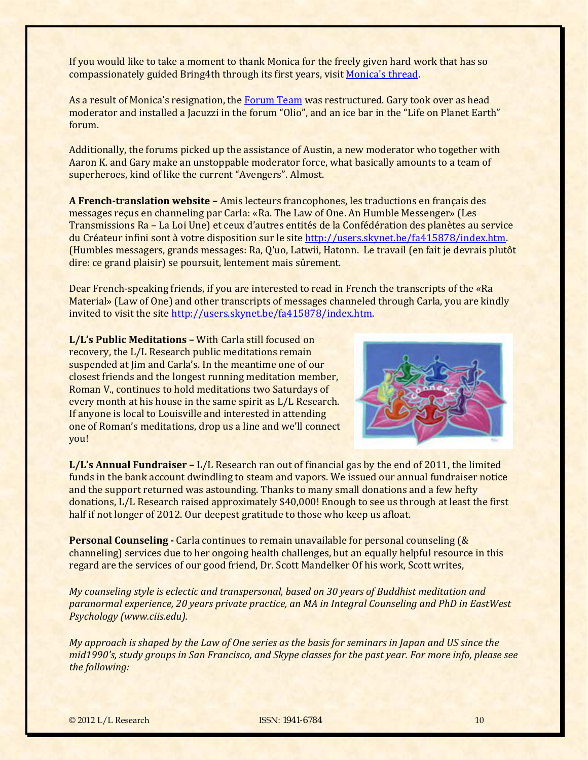If you would like to take a moment to thank Monica for the freely given hard work that has so compassionately guided Bring4th through its first years, visit Monica's thread.

As a result of Monica's resignation, the Forum Team was restructured. Gary took over as head moderator and installed a Jacuzzi in the forum "Olio", and an ice bar in the "Life on Planet Earth" forum.

Additionally, the forums picked up the assistance of Austin, a new moderator who together with Aaron K. and Gary make an unstoppable moderator force, what basically amounts to a team of superheroes, kind of like the current "Avengers". Almost.

**A French-translation website –** Amis lecteurs francophones, les traductions en français des messages reçus en channeling par Carla: «Ra. The Law of One. An Humble Messenger» (Les Transmissions Ra – La Loi Une) et ceux d'autres entités de la Confédération des planètes au service du Créateur infini sont à votre disposition sur le site http://users.skynet.be/fa415878/index.htm. (Humbles messagers, grands messages: Ra, Q'uo, Latwii, Hatonn. Le travail (en fait je devrais plutôt dire: ce grand plaisir) se poursuit, lentement mais sûrement.

Dear French-speaking friends, if you are interested to read in French the transcripts of the «Ra Material» (Law of One) and other transcripts of messages channeled through Carla, you are kindly invited to visit the site http://users.skynet.be/fa415878/index.htm.

**L/L's Public Meditations –** With Carla still focused on recovery, the L/L Research public meditations remain suspended at Jim and Carla's. In the meantime one of our closest friends and the longest running meditation member, Roman V., continues to hold meditations two Saturdays of every month at his house in the same spirit as L/L Research. If anyone is local to Louisville and interested in attending one of Roman's meditations, drop us a line and we'll connect you!

**L/L's Annual Fundraiser –** L/L Research ran out of financial gas by the end of 2011, the limited funds in the bank account dwindling to steam and vapors. We issued our annual fundraiser notice and the support returned was astounding. Thanks to many small donations and a few hefty donations, L/L Research raised approximately $40,000! Enough to see us through at least the first half if not longer of 2012. Our deepest gratitude to those who keep us afloat.

**Personal Counseling -** Carla continues to remain unavailable for personal counseling (& channeling) services due to her ongoing health challenges, but an equally helpful resource in this regard are the services of our good friend, Dr. Scott Mandelker Of his work, Scott writes,

*My counseling style is eclectic and transpersonal, based on 30 years of Buddhist meditation and paranormal experience, 20 years private practice, an MA in Integral Counseling and PhD in EastWest Psychology (www.ciis.edu).*

*My approach is shaped by the Law of One series as the basis for seminars in Japan and US since the mid1990's, study groups in San Francisco, and Skype classes for the past year. For more info, please see the following:*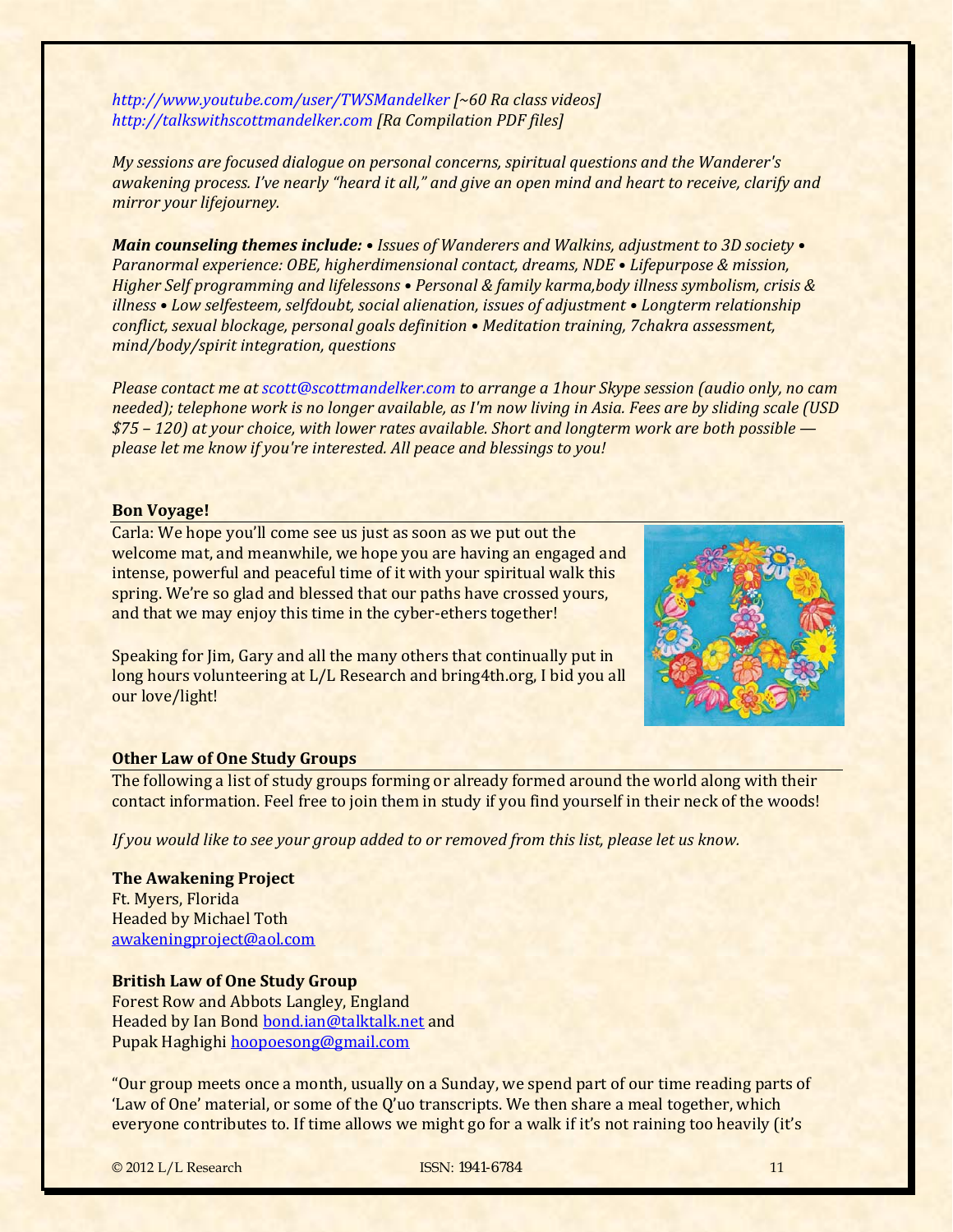*http://www.youtube.com/user/TWSMandelker [~60 Ra class videos]*
*http://talkswithscottmandelker.com [Ra Compilation PDF files]*

*My sessions are focused dialogue on personal concerns, spiritual questions and the Wanderer's awakening process. I've nearly "heard it all," and give an open mind and heart to receive, clarify and mirror your lifejourney.*

***Main counseling themes include:*** *• Issues of Wanderers and Walkins, adjustment to 3D society • Paranormal experience: OBE, higherdimensional contact, dreams, NDE • Lifepurpose & mission, Higher Self programming and lifelessons • Personal & family karma,body illness symbolism, crisis & illness • Low selfesteem, selfdoubt, social alienation, issues of adjustment • Longterm relationship conflict, sexual blockage, personal goals definition • Meditation training, 7chakra assessment, mind/body/spirit integration, questions*

*Please contact me at scott@scottmandelker.com to arrange a 1hour Skype session (audio only, no cam needed); telephone work is no longer available, as I'm now living in Asia. Fees are by sliding scale (USD $75 – 120) at your choice, with lower rates available. Short and longterm work are both possible — please let me know if you're interested. All peace and blessings to you!*

## Bon Voyage!

Carla: We hope you'll come see us just as soon as we put out the welcome mat, and meanwhile, we hope you are having an engaged and intense, powerful and peaceful time of it with your spiritual walk this spring. We're so glad and blessed that our paths have crossed yours, and that we may enjoy this time in the cyber-ethers together!

Speaking for Jim, Gary and all the many others that continually put in long hours volunteering at L/L Research and bring4th.org, I bid you all our love/light!

## Other Law of One Study Groups

The following a list of study groups forming or already formed around the world along with their contact information. Feel free to join them in study if you find yourself in their neck of the woods!

*If you would like to see your group added to or removed from this list, please let us know.*

**The Awakening Project**
Ft. Myers, Florida
Headed by Michael Toth
awakeningproject@aol.com

**British Law of One Study Group**
Forest Row and Abbots Langley, England
Headed by Ian Bond bond.ian@talktalk.net and
Pupak Haghighi hoopoesong@gmail.com

"Our group meets once a month, usually on a Sunday, we spend part of our time reading parts of 'Law of One' material, or some of the Q'uo transcripts. We then share a meal together, which everyone contributes to. If time allows we might go for a walk if it's not raining too heavily (it's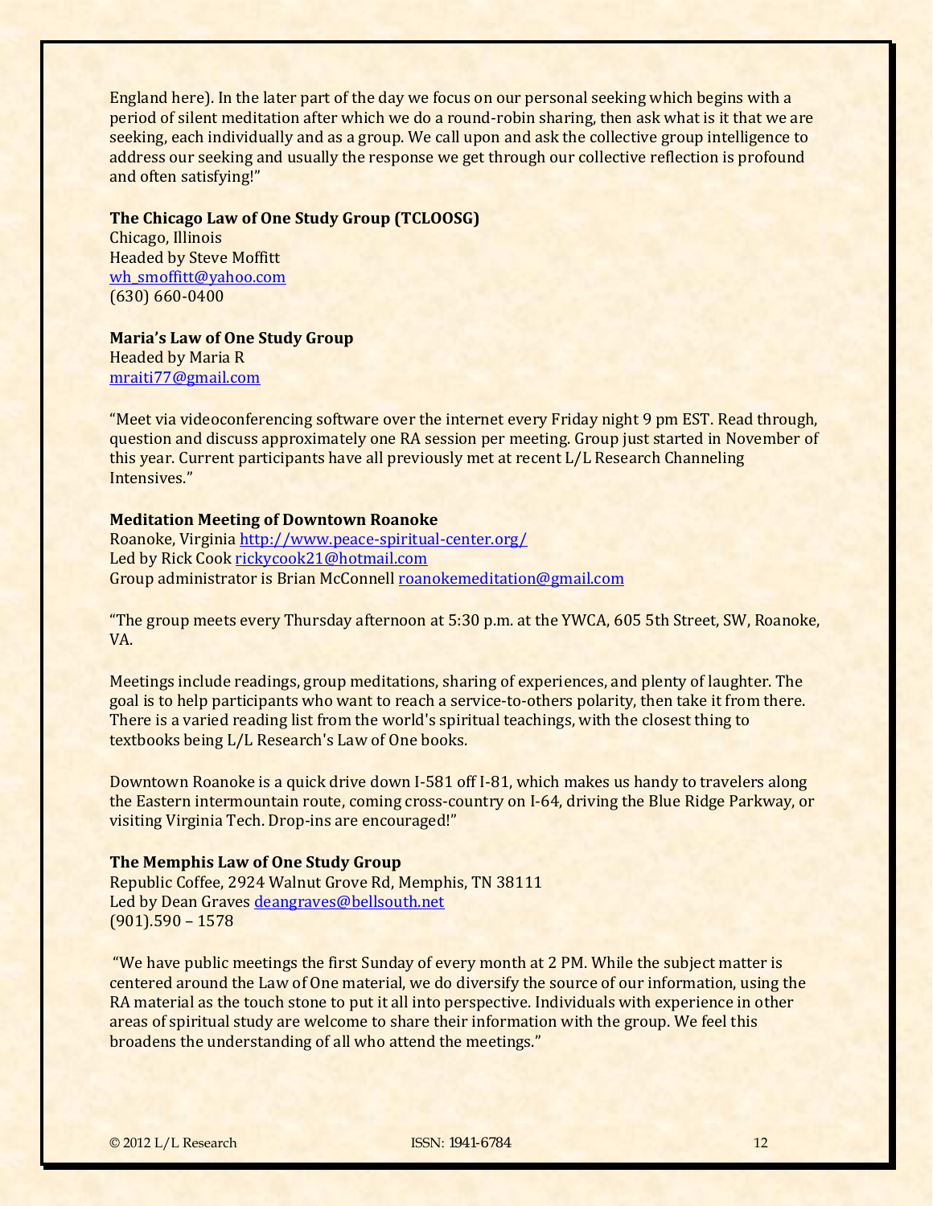England here). In the later part of the day we focus on our personal seeking which begins with a period of silent meditation after which we do a round-robin sharing, then ask what is it that we are seeking, each individually and as a group. We call upon and ask the collective group intelligence to address our seeking and usually the response we get through our collective reflection is profound and often satisfying!"

**The Chicago Law of One Study Group (TCLOOSG)**
Chicago, Illinois
Headed by Steve Moffitt
wh_smoffitt@yahoo.com
(630) 660-0400

**Maria's Law of One Study Group**
Headed by Maria R
mraiti77@gmail.com

"Meet via videoconferencing software over the internet every Friday night 9 pm EST. Read through, question and discuss approximately one RA session per meeting. Group just started in November of this year. Current participants have all previously met at recent L/L Research Channeling Intensives."

**Meditation Meeting of Downtown Roanoke**
Roanoke, Virginia http://www.peace-spiritual-center.org/
Led by Rick Cook rickycook21@hotmail.com
Group administrator is Brian McConnell roanokemeditation@gmail.com

"The group meets every Thursday afternoon at 5:30 p.m. at the YWCA, 605 5th Street, SW, Roanoke, VA.

Meetings include readings, group meditations, sharing of experiences, and plenty of laughter. The goal is to help participants who want to reach a service-to-others polarity, then take it from there. There is a varied reading list from the world's spiritual teachings, with the closest thing to textbooks being L/L Research's Law of One books.

Downtown Roanoke is a quick drive down I-581 off I-81, which makes us handy to travelers along the Eastern intermountain route, coming cross-country on I-64, driving the Blue Ridge Parkway, or visiting Virginia Tech. Drop-ins are encouraged!"

**The Memphis Law of One Study Group**
Republic Coffee, 2924 Walnut Grove Rd, Memphis, TN 38111
Led by Dean Graves deangraves@bellsouth.net
(901).590 – 1578

"We have public meetings the first Sunday of every month at 2 PM. While the subject matter is centered around the Law of One material, we do diversify the source of our information, using the RA material as the touch stone to put it all into perspective. Individuals with experience in other areas of spiritual study are welcome to share their information with the group. We feel this broadens the understanding of all who attend the meetings."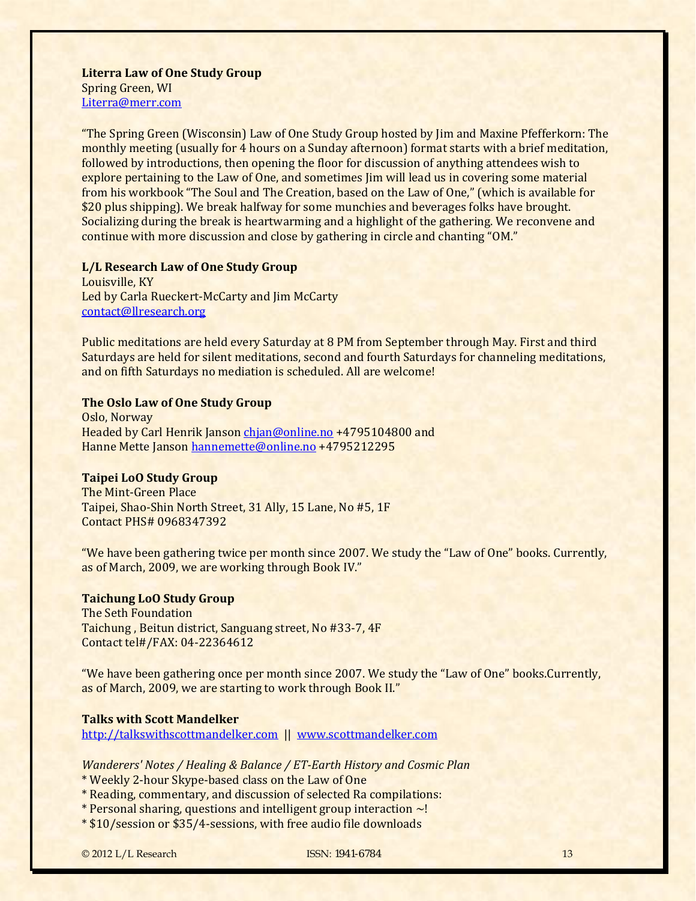**Literra Law of One Study Group**
Spring Green, WI
Literra@merr.com

"The Spring Green (Wisconsin) Law of One Study Group hosted by Jim and Maxine Pfefferkorn: The monthly meeting (usually for 4 hours on a Sunday afternoon) format starts with a brief meditation, followed by introductions, then opening the floor for discussion of anything attendees wish to explore pertaining to the Law of One, and sometimes Jim will lead us in covering some material from his workbook "The Soul and The Creation, based on the Law of One," (which is available for $20 plus shipping). We break halfway for some munchies and beverages folks have brought. Socializing during the break is heartwarming and a highlight of the gathering. We reconvene and continue with more discussion and close by gathering in circle and chanting "OM."

**L/L Research Law of One Study Group**
Louisville, KY
Led by Carla Rueckert-McCarty and Jim McCarty
contact@llresearch.org

Public meditations are held every Saturday at 8 PM from September through May. First and third Saturdays are held for silent meditations, second and fourth Saturdays for channeling meditations, and on fifth Saturdays no mediation is scheduled. All are welcome!

**The Oslo Law of One Study Group**
Oslo, Norway
Headed by Carl Henrik Janson chjan@online.no +4795104800 and
Hanne Mette Janson hannemette@online.no +4795212295

**Taipei LoO Study Group**
The Mint-Green Place
Taipei, Shao-Shin North Street, 31 Ally, 15 Lane, No #5, 1F
Contact PHS# 0968347392

"We have been gathering twice per month since 2007. We study the "Law of One" books. Currently, as of March, 2009, we are working through Book IV."

**Taichung LoO Study Group**
The Seth Foundation
Taichung , Beitun district, Sanguang street, No #33-7, 4F
Contact tel#/FAX: 04-22364612

"We have been gathering once per month since 2007. We study the "Law of One" books.Currently, as of March, 2009, we are starting to work through Book II."

**Talks with Scott Mandelker**
http://talkswithscottmandelker.com || www.scottmandelker.com

*Wanderers' Notes / Healing & Balance / ET-Earth History and Cosmic Plan*
* Weekly 2-hour Skype-based class on the Law of One
* Reading, commentary, and discussion of selected Ra compilations:
* Personal sharing, questions and intelligent group interaction ~!
* $10/session or $35/4-sessions, with free audio file downloads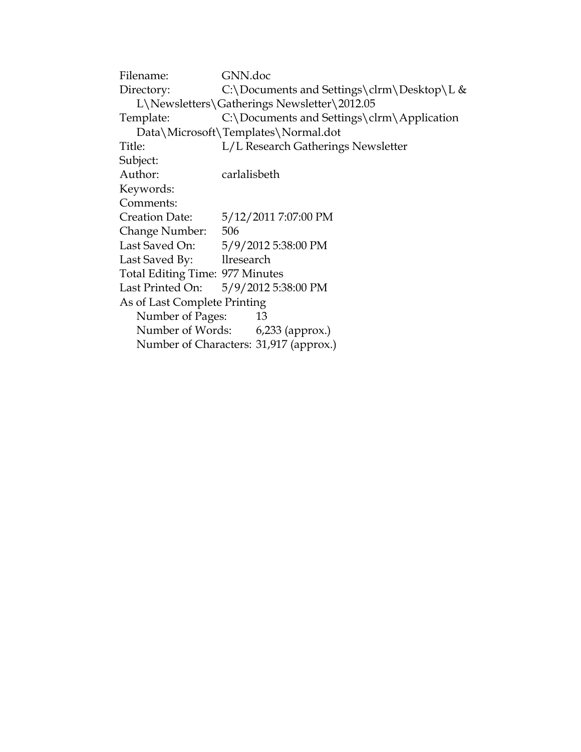Filename: GNN.doc
Directory: C:\Documents and Settings\clrm\Desktop\L & L\Newsletters\Gatherings Newsletter\2012.05
Template: C:\Documents and Settings\clrm\Application Data\Microsoft\Templates\Normal.dot
Title: L/L Research Gatherings Newsletter
Subject:
Author: carlalisbeth
Keywords:
Comments:
Creation Date: 5/12/2011 7:07:00 PM
Change Number: 506
Last Saved On: 5/9/2012 5:38:00 PM
Last Saved By: llresearch
Total Editing Time: 977 Minutes
Last Printed On: 5/9/2012 5:38:00 PM
As of Last Complete Printing
Number of Pages: 13
Number of Words: 6,233 (approx.)
Number of Characters: 31,917 (approx.)